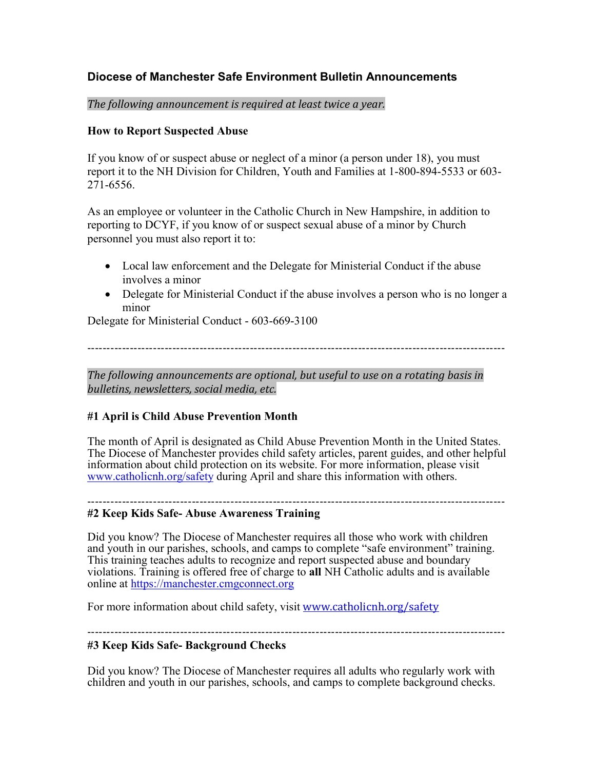## Diocese of Manchester Safe Environment Bulletin Announcements

*The following announcement is required at least twice a year.*

### How to Report Suspected Abuse

If you know of or suspect abuse or neglect of a minor (a person under 18), you must report it to the NH Division for Children, Youth and Families at 1-800-894-5533 or 603-271-6556.

As an employee or volunteer in the Catholic Church in New Hampshire, in addition to reporting to DCYF, if you know of or suspect sexual abuse of a minor by Church personnel you must also report it to:

- Local law enforcement and the Delegate for Ministerial Conduct if the abuse involves a minor
- Delegate for Ministerial Conduct if the abuse involves a person who is no longer a minor

Delegate for Ministerial Conduct - 603-669-3100

---

*The following announcements are optional, but useful to use on a rotating basis in bulletins, newsletters, social media, etc.*

### #1 April is Child Abuse Prevention Month

The month of April is designated as Child Abuse Prevention Month in the United States. The Diocese of Manchester provides child safety articles, parent guides, and other helpful information about child protection on its website. For more information, please visit www.catholicnh.org/safety during April and share this information with others.

---

### #2 Keep Kids Safe- Abuse Awareness Training

Did you know? The Diocese of Manchester requires all those who work with children and youth in our parishes, schools, and camps to complete "safe environment" training. This training teaches adults to recognize and report suspected abuse and boundary violations. Training is offered free of charge to **all** NH Catholic adults and is available online at https://manchester.cmgconnect.org

For more information about child safety, visit www.catholicnh.org/safety

---

### #3 Keep Kids Safe- Background Checks

Did you know? The Diocese of Manchester requires all adults who regularly work with children and youth in our parishes, schools, and camps to complete background checks.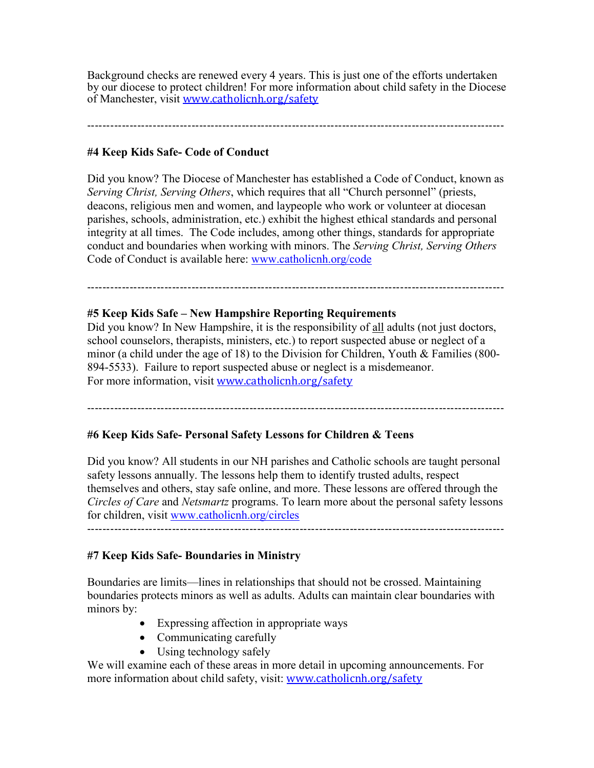Background checks are renewed every 4 years. This is just one of the efforts undertaken by our diocese to protect children! For more information about child safety in the Diocese of Manchester, visit www.catholicnh.org/safety

---

**#4 Keep Kids Safe- Code of Conduct**

Did you know? The Diocese of Manchester has established a Code of Conduct, known as *Serving Christ, Serving Others*, which requires that all "Church personnel" (priests, deacons, religious men and women, and laypeople who work or volunteer at diocesan parishes, schools, administration, etc.) exhibit the highest ethical standards and personal integrity at all times. The Code includes, among other things, standards for appropriate conduct and boundaries when working with minors. The *Serving Christ, Serving Others* Code of Conduct is available here: www.catholicnh.org/code

---

**#5 Keep Kids Safe – New Hampshire Reporting Requirements**

Did you know? In New Hampshire, it is the responsibility of <u>all</u> adults (not just doctors, school counselors, therapists, ministers, etc.) to report suspected abuse or neglect of a minor (a child under the age of 18) to the Division for Children, Youth & Families (800-894-5533). Failure to report suspected abuse or neglect is a misdemeanor.
For more information, visit www.catholicnh.org/safety

---

**#6 Keep Kids Safe- Personal Safety Lessons for Children & Teens**

Did you know? All students in our NH parishes and Catholic schools are taught personal safety lessons annually. The lessons help them to identify trusted adults, respect themselves and others, stay safe online, and more. These lessons are offered through the *Circles of Care* and *Netsmartz* programs. To learn more about the personal safety lessons for children, visit www.catholicnh.org/circles

---

**#7 Keep Kids Safe- Boundaries in Ministry**

Boundaries are limits—lines in relationships that should not be crossed. Maintaining boundaries protects minors as well as adults. Adults can maintain clear boundaries with minors by:

- Expressing affection in appropriate ways
- Communicating carefully
- Using technology safely

We will examine each of these areas in more detail in upcoming announcements. For more information about child safety, visit: www.catholicnh.org/safety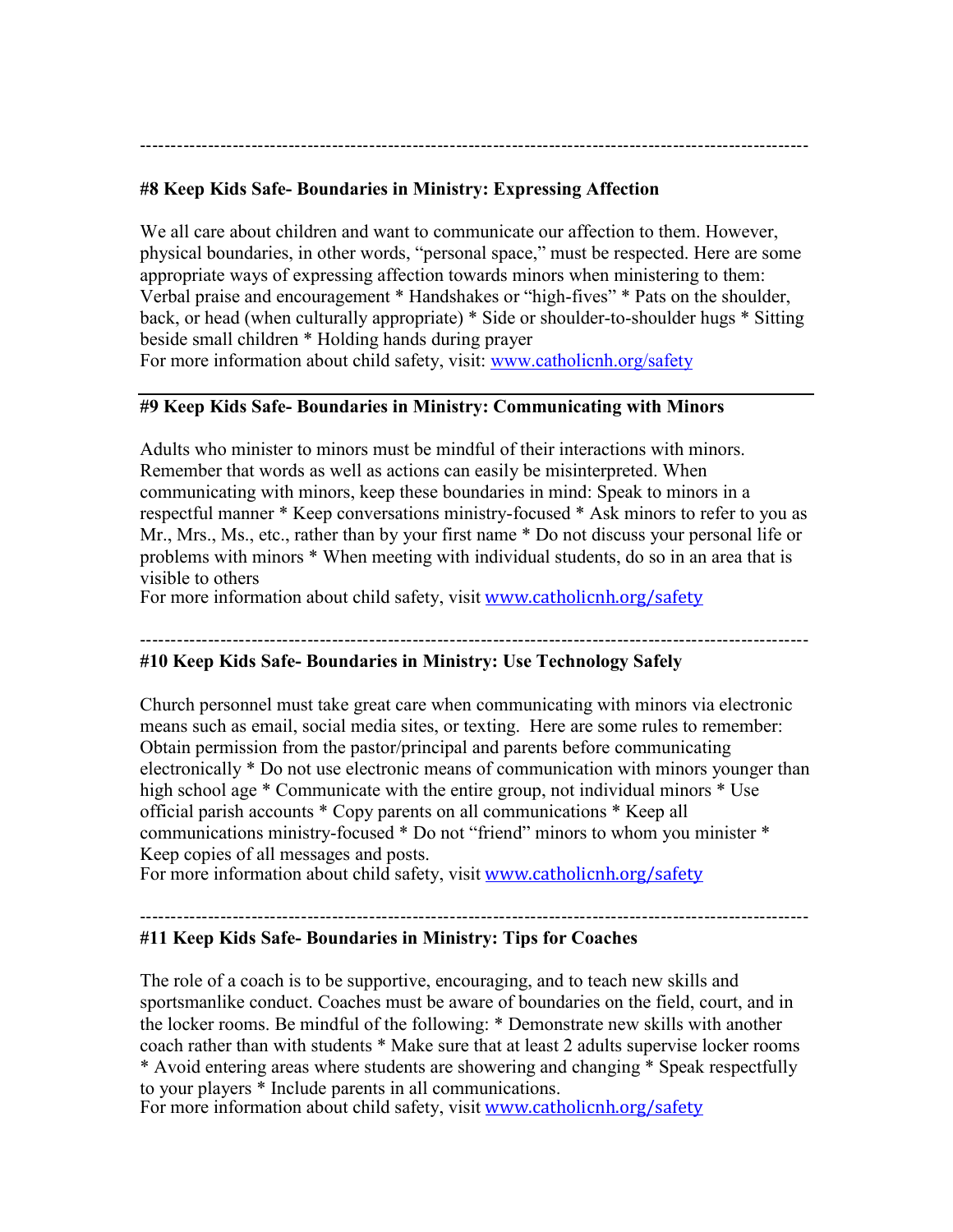---

**#8 Keep Kids Safe- Boundaries in Ministry: Expressing Affection**

We all care about children and want to communicate our affection to them. However, physical boundaries, in other words, "personal space," must be respected. Here are some appropriate ways of expressing affection towards minors when ministering to them: Verbal praise and encouragement * Handshakes or "high-fives" * Pats on the shoulder, back, or head (when culturally appropriate) * Side or shoulder-to-shoulder hugs * Sitting beside small children * Holding hands during prayer
For more information about child safety, visit: [www.catholicnh.org/safety](www.catholicnh.org/safety)

---

**#9 Keep Kids Safe- Boundaries in Ministry: Communicating with Minors**

Adults who minister to minors must be mindful of their interactions with minors. Remember that words as well as actions can easily be misinterpreted. When communicating with minors, keep these boundaries in mind: Speak to minors in a respectful manner * Keep conversations ministry-focused * Ask minors to refer to you as Mr., Mrs., Ms., etc., rather than by your first name * Do not discuss your personal life or problems with minors * When meeting with individual students, do so in an area that is visible to others
For more information about child safety, visit [www.catholicnh.org/safety](www.catholicnh.org/safety)

---

**#10 Keep Kids Safe- Boundaries in Ministry: Use Technology Safely**

Church personnel must take great care when communicating with minors via electronic means such as email, social media sites, or texting. Here are some rules to remember: Obtain permission from the pastor/principal and parents before communicating electronically * Do not use electronic means of communication with minors younger than high school age * Communicate with the entire group, not individual minors * Use official parish accounts * Copy parents on all communications * Keep all communications ministry-focused * Do not "friend" minors to whom you minister * Keep copies of all messages and posts.
For more information about child safety, visit [www.catholicnh.org/safety](www.catholicnh.org/safety)

---

**#11 Keep Kids Safe- Boundaries in Ministry: Tips for Coaches**

The role of a coach is to be supportive, encouraging, and to teach new skills and sportsmanlike conduct. Coaches must be aware of boundaries on the field, court, and in the locker rooms. Be mindful of the following: * Demonstrate new skills with another coach rather than with students * Make sure that at least 2 adults supervise locker rooms * Avoid entering areas where students are showering and changing * Speak respectfully to your players * Include parents in all communications.
For more information about child safety, visit [www.catholicnh.org/safety](www.catholicnh.org/safety)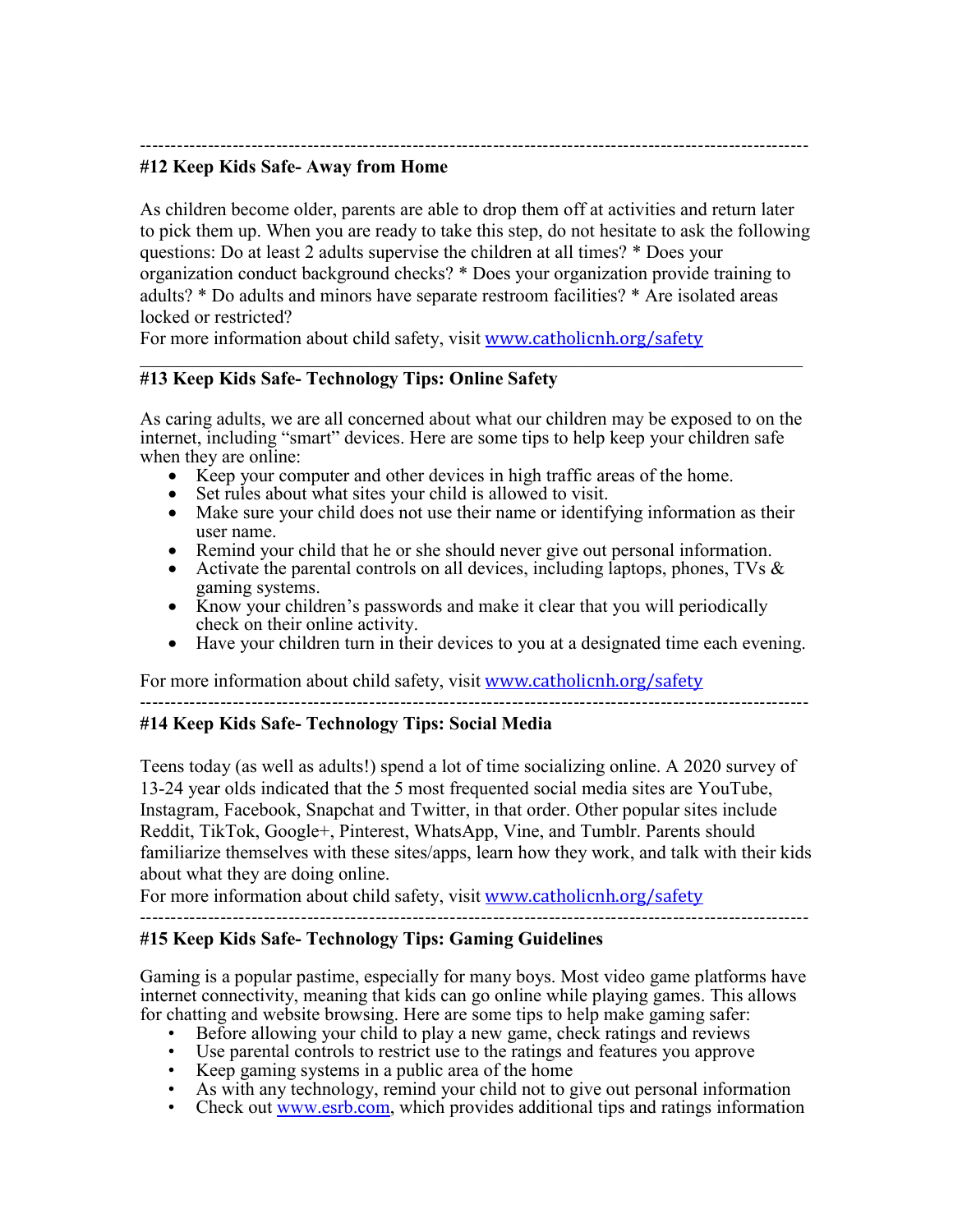---

**#12 Keep Kids Safe- Away from Home**

As children become older, parents are able to drop them off at activities and return later to pick them up. When you are ready to take this step, do not hesitate to ask the following questions: Do at least 2 adults supervise the children at all times? * Does your organization conduct background checks? * Does your organization provide training to adults? * Do adults and minors have separate restroom facilities? * Are isolated areas locked or restricted?

For more information about child safety, visit www.catholicnh.org/safety

---

**#13 Keep Kids Safe- Technology Tips: Online Safety**

As caring adults, we are all concerned about what our children may be exposed to on the internet, including "smart" devices. Here are some tips to help keep your children safe when they are online:

- Keep your computer and other devices in high traffic areas of the home.
- Set rules about what sites your child is allowed to visit.
- Make sure your child does not use their name or identifying information as their user name.
- Remind your child that he or she should never give out personal information.
- Activate the parental controls on all devices, including laptops, phones, TVs & gaming systems.
- Know your children's passwords and make it clear that you will periodically check on their online activity.
- Have your children turn in their devices to you at a designated time each evening.

For more information about child safety, visit www.catholicnh.org/safety

---

**#14 Keep Kids Safe- Technology Tips: Social Media**

Teens today (as well as adults!) spend a lot of time socializing online. A 2020 survey of 13-24 year olds indicated that the 5 most frequented social media sites are YouTube, Instagram, Facebook, Snapchat and Twitter, in that order. Other popular sites include Reddit, TikTok, Google+, Pinterest, WhatsApp, Vine, and Tumblr. Parents should familiarize themselves with these sites/apps, learn how they work, and talk with their kids about what they are doing online.

For more information about child safety, visit www.catholicnh.org/safety

---

**#15 Keep Kids Safe- Technology Tips: Gaming Guidelines**

Gaming is a popular pastime, especially for many boys. Most video game platforms have internet connectivity, meaning that kids can go online while playing games. This allows for chatting and website browsing. Here are some tips to help make gaming safer:

- Before allowing your child to play a new game, check ratings and reviews
- Use parental controls to restrict use to the ratings and features you approve
- Keep gaming systems in a public area of the home
- As with any technology, remind your child not to give out personal information
- Check out www.esrb.com, which provides additional tips and ratings information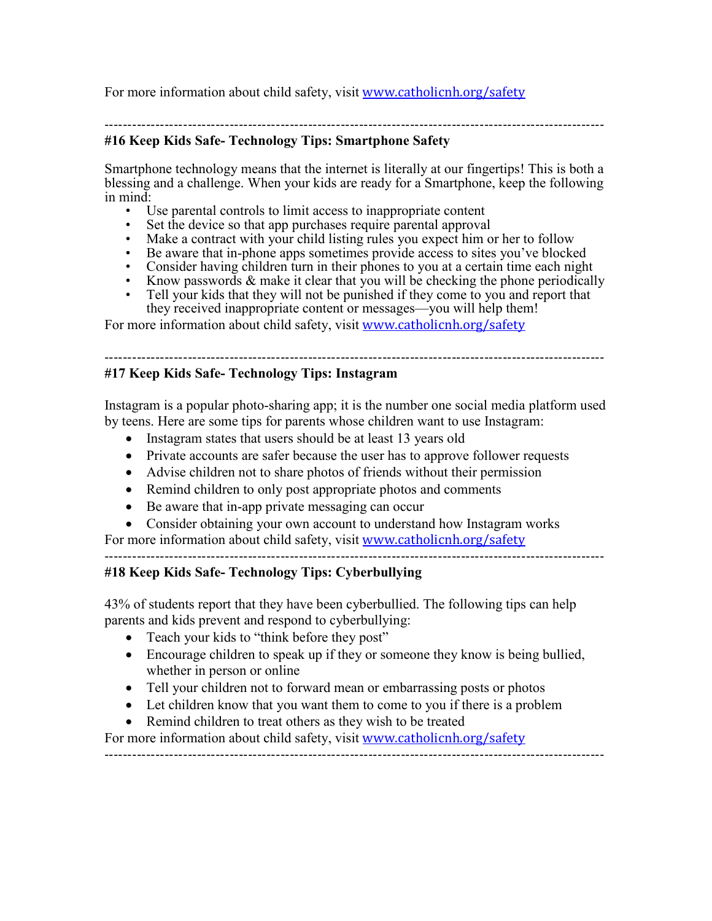For more information about child safety, visit [www.catholicnh.org/safety](http://www.catholicnh.org/safety)

---

**#16 Keep Kids Safe- Technology Tips: Smartphone Safety**

Smartphone technology means that the internet is literally at our fingertips! This is both a blessing and a challenge. When your kids are ready for a Smartphone, keep the following in mind:

- Use parental controls to limit access to inappropriate content
- Set the device so that app purchases require parental approval
- Make a contract with your child listing rules you expect him or her to follow
- Be aware that in-phone apps sometimes provide access to sites you've blocked
- Consider having children turn in their phones to you at a certain time each night
- Know passwords & make it clear that you will be checking the phone periodically
- Tell your kids that they will not be punished if they come to you and report that they received inappropriate content or messages—you will help them!

For more information about child safety, visit [www.catholicnh.org/safety](http://www.catholicnh.org/safety)

---

**#17 Keep Kids Safe- Technology Tips: Instagram**

Instagram is a popular photo-sharing app; it is the number one social media platform used by teens. Here are some tips for parents whose children want to use Instagram:

- Instagram states that users should be at least 13 years old
- Private accounts are safer because the user has to approve follower requests
- Advise children not to share photos of friends without their permission
- Remind children to only post appropriate photos and comments
- Be aware that in-app private messaging can occur
- Consider obtaining your own account to understand how Instagram works

For more information about child safety, visit [www.catholicnh.org/safety](http://www.catholicnh.org/safety)

---

**#18 Keep Kids Safe- Technology Tips: Cyberbullying**

43% of students report that they have been cyberbullied. The following tips can help parents and kids prevent and respond to cyberbullying:

- Teach your kids to "think before they post"
- Encourage children to speak up if they or someone they know is being bullied, whether in person or online
- Tell your children not to forward mean or embarrassing posts or photos
- Let children know that you want them to come to you if there is a problem
- Remind children to treat others as they wish to be treated

For more information about child safety, visit [www.catholicnh.org/safety](http://www.catholicnh.org/safety)

---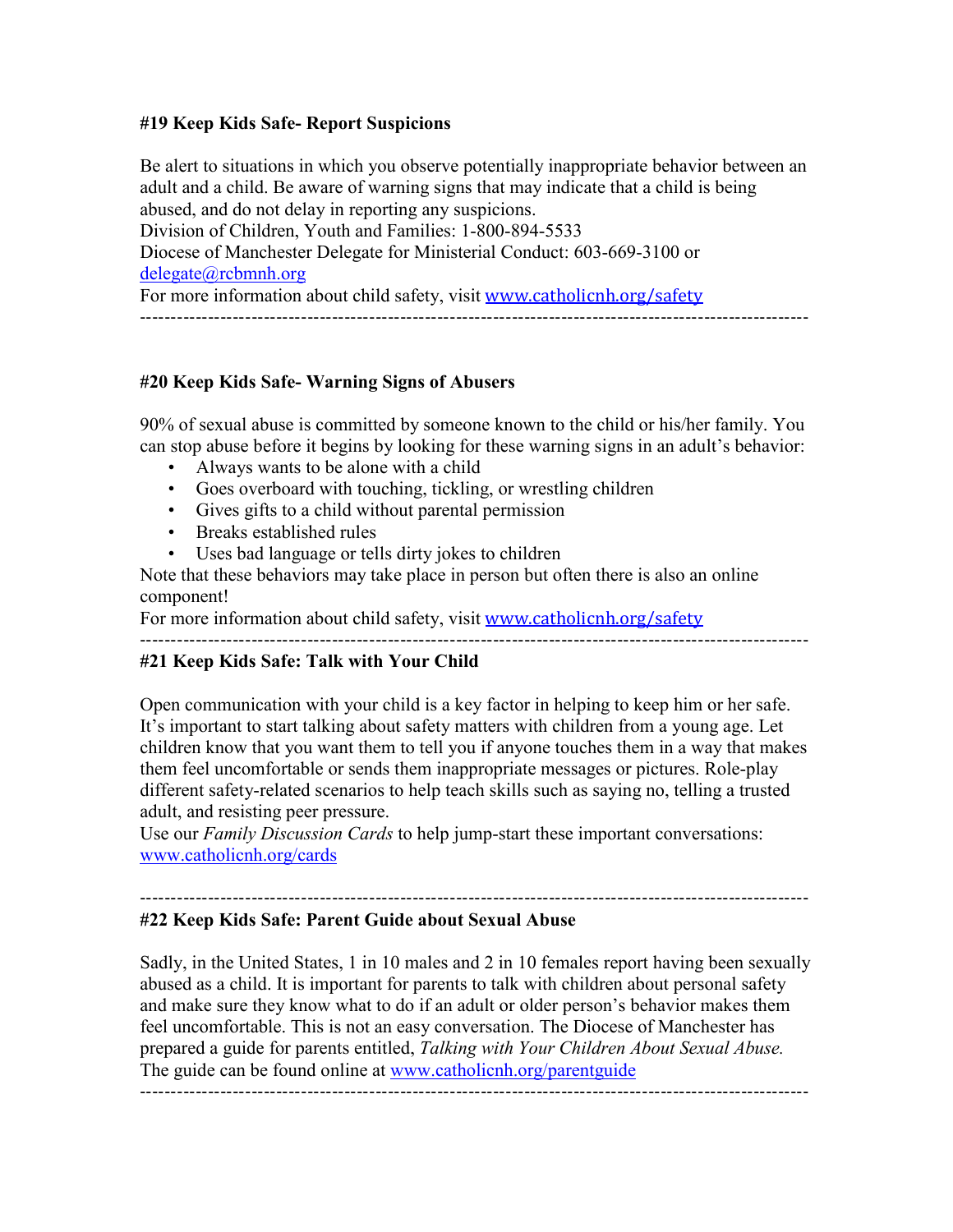**#19 Keep Kids Safe- Report Suspicions**

Be alert to situations in which you observe potentially inappropriate behavior between an adult and a child. Be aware of warning signs that may indicate that a child is being abused, and do not delay in reporting any suspicions.
Division of Children, Youth and Families: 1-800-894-5533
Diocese of Manchester Delegate for Ministerial Conduct: 603-669-3100 or delegate@rcbmnh.org
For more information about child safety, visit www.catholicnh.org/safety

---

**#20 Keep Kids Safe- Warning Signs of Abusers**

90% of sexual abuse is committed by someone known to the child or his/her family. You can stop abuse before it begins by looking for these warning signs in an adult's behavior:

- Always wants to be alone with a child
- Goes overboard with touching, tickling, or wrestling children
- Gives gifts to a child without parental permission
- Breaks established rules
- Uses bad language or tells dirty jokes to children

Note that these behaviors may take place in person but often there is also an online component!
For more information about child safety, visit www.catholicnh.org/safety

---

**#21 Keep Kids Safe: Talk with Your Child**

Open communication with your child is a key factor in helping to keep him or her safe. It's important to start talking about safety matters with children from a young age. Let children know that you want them to tell you if anyone touches them in a way that makes them feel uncomfortable or sends them inappropriate messages or pictures. Role-play different safety-related scenarios to help teach skills such as saying no, telling a trusted adult, and resisting peer pressure.
Use our *Family Discussion Cards* to help jump-start these important conversations: www.catholicnh.org/cards

---

**#22 Keep Kids Safe: Parent Guide about Sexual Abuse**

Sadly, in the United States, 1 in 10 males and 2 in 10 females report having been sexually abused as a child. It is important for parents to talk with children about personal safety and make sure they know what to do if an adult or older person's behavior makes them feel uncomfortable. This is not an easy conversation. The Diocese of Manchester has prepared a guide for parents entitled, *Talking with Your Children About Sexual Abuse.* The guide can be found online at www.catholicnh.org/parentguide

---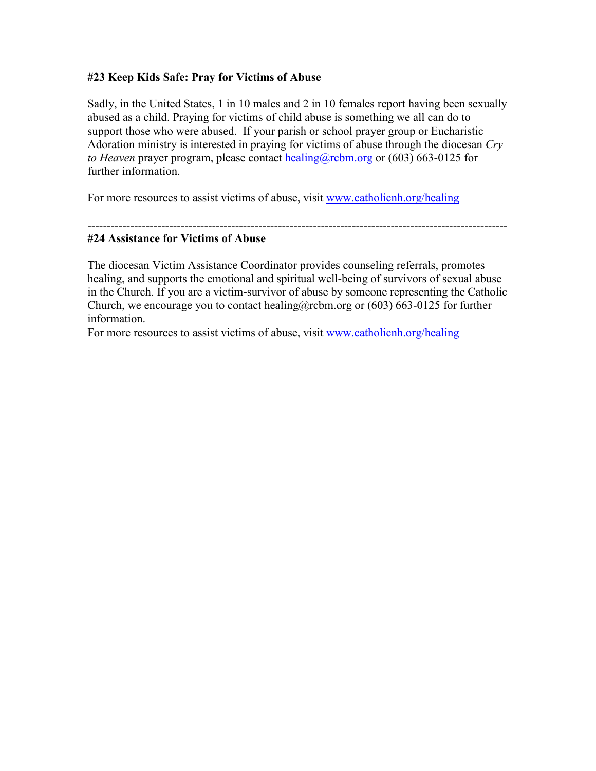**#23 Keep Kids Safe: Pray for Victims of Abuse**

Sadly, in the United States, 1 in 10 males and 2 in 10 females report having been sexually abused as a child. Praying for victims of child abuse is something we all can do to support those who were abused. If your parish or school prayer group or Eucharistic Adoration ministry is interested in praying for victims of abuse through the diocesan *Cry to Heaven* prayer program, please contact healing@rcbm.org or (603) 663-0125 for further information.

For more resources to assist victims of abuse, visit www.catholicnh.org/healing

---

**#24 Assistance for Victims of Abuse**

The diocesan Victim Assistance Coordinator provides counseling referrals, promotes healing, and supports the emotional and spiritual well-being of survivors of sexual abuse in the Church. If you are a victim-survivor of abuse by someone representing the Catholic Church, we encourage you to contact healing@rcbm.org or (603) 663-0125 for further information.
For more resources to assist victims of abuse, visit www.catholicnh.org/healing